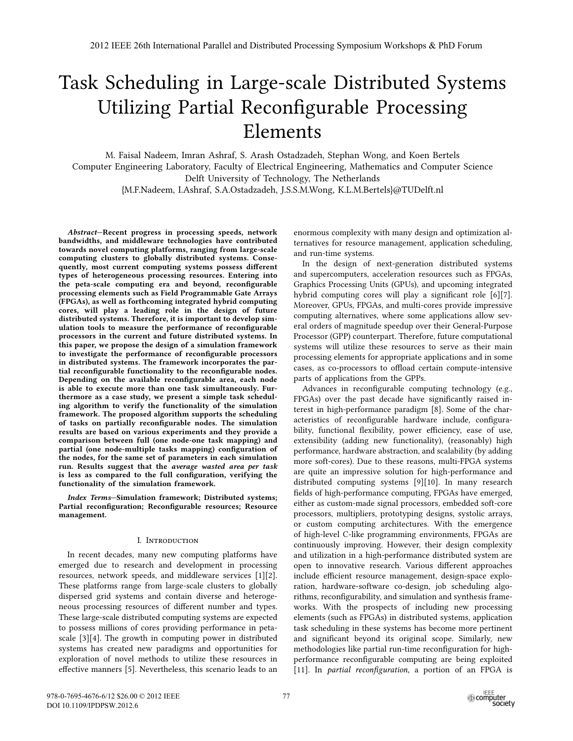# Task Scheduling in Large-scale Distributed Systems Utilizing Partial Reconfigurable Processing Elements

M. Faisal Nadeem, Imran Ashraf, S. Arash Ostadzadeh, Stephan Wong, and Koen Bertels
Computer Engineering Laboratory, Faculty of Electrical Engineering, Mathematics and Computer Science
Delft University of Technology, The Netherlands
{M.F.Nadeem, I.Ashraf, S.A.Ostadzadeh, J.S.S.M.Wong, K.L.M.Bertels}@TUDelft.nl

***Abstract*—Recent progress in processing speeds, network bandwidths, and middleware technologies have contributed towards novel computing platforms, ranging from large-scale computing clusters to globally distributed systems. Consequently, most current computing systems possess different types of heterogeneous processing resources. Entering into the peta-scale computing era and beyond, reconfigurable processing elements such as Field Programmable Gate Arrays (FPGAs), as well as forthcoming integrated hybrid computing cores, will play a leading role in the design of future distributed systems. Therefore, it is important to develop simulation tools to measure the performance of reconfigurable processors in the current and future distributed systems. In this paper, we propose the design of a simulation framework to investigate the performance of reconfigurable processors in distributed systems. The framework incorporates the partial reconfigurable functionality to the reconfigurable nodes. Depending on the available reconfigurable area, each node is able to execute more than one task simultaneously. Furthermore as a case study, we present a simple task scheduling algorithm to verify the functionality of the simulation framework. The proposed algorithm supports the scheduling of tasks on partially reconfigurable nodes. The simulation results are based on various experiments and they provide a comparison between full (one node-one task mapping) and partial (one node-multiple tasks mapping) configuration of the nodes, for the same set of parameters in each simulation run. Results suggest that the *average wasted area per task* is less as compared to the full configuration, verifying the functionality of the simulation framework.**

***Index Terms*—Simulation framework; Distributed systems; Partial reconfiguration; Reconfigurable resources; Resource management.**

## I. Introduction

In recent decades, many new computing platforms have emerged due to research and development in processing resources, network speeds, and middleware services [1][2]. These platforms range from large-scale clusters to globally dispersed grid systems and contain diverse and heterogeneous processing resources of different number and types. These large-scale distributed computing systems are expected to possess millions of cores providing performance in peta-scale [3][4]. The growth in computing power in distributed systems has created new paradigms and opportunities for exploration of novel methods to utilize these resources in effective manners [5]. Nevertheless, this scenario leads to an enormous complexity with many design and optimization alternatives for resource management, application scheduling, and run-time systems.

In the design of next-generation distributed systems and supercomputers, acceleration resources such as FPGAs, Graphics Processing Units (GPUs), and upcoming integrated hybrid computing cores will play a significant role [6][7]. Moreover, GPUs, FPGAs, and multi-cores provide impressive computing alternatives, where some applications allow several orders of magnitude speedup over their General-Purpose Processor (GPP) counterpart. Therefore, future computational systems will utilize these resources to serve as their main processing elements for appropriate applications and in some cases, as co-processors to offload certain compute-intensive parts of applications from the GPPs.

Advances in reconfigurable computing technology (e.g., FPGAs) over the past decade have significantly raised interest in high-performance paradigm [8]. Some of the characteristics of reconfigurable hardware include, configurability, functional flexibility, power efficiency, ease of use, extensibility (adding new functionality), (reasonably) high performance, hardware abstraction, and scalability (by adding more soft-cores). Due to these reasons, multi-FPGA systems are quite an impressive solution for high-performance and distributed computing systems [9][10]. In many research fields of high-performance computing, FPGAs have emerged, either as custom-made signal processors, embedded soft-core processors, multipliers, prototyping designs, systolic arrays, or custom computing architectures. With the emergence of high-level C-like programming environments, FPGAs are continuously improving. However, their design complexity and utilization in a high-performance distributed system are open to innovative research. Various different approaches include efficient resource management, design-space exploration, hardware-software co-design, job scheduling algorithms, reconfigurability, and simulation and synthesis frameworks. With the prospects of including new processing elements (such as FPGAs) in distributed systems, application task scheduling in these systems has become more pertinent and significant beyond its original scope. Similarly, new methodologies like partial run-time reconfiguration for high-performance reconfigurable computing are being exploited [11]. In *partial reconfiguration,* a portion of an FPGA is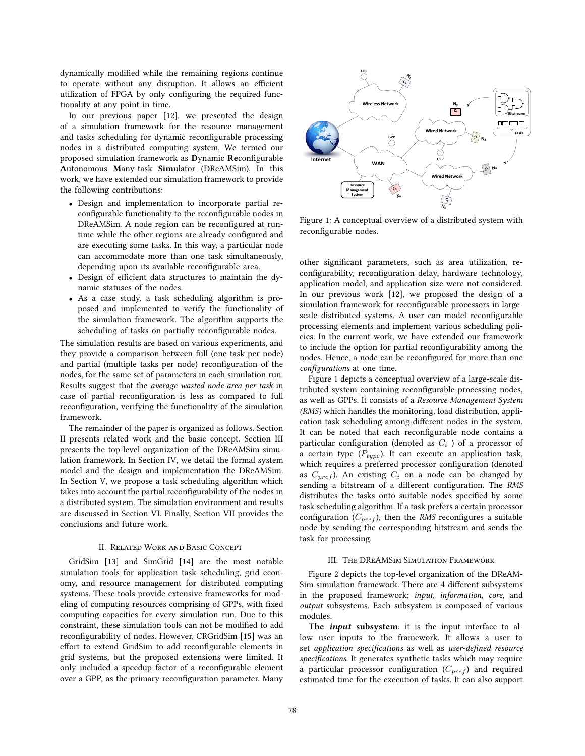dynamically modified while the remaining regions continue to operate without any disruption. It allows an efficient utilization of FPGA by only configuring the required functionality at any point in time.

In our previous paper [12], we presented the design of a simulation framework for the resource management and tasks scheduling for dynamic reconfigurable processing nodes in a distributed computing system. We termed our proposed simulation framework as **D**ynamic **Re**configurable **A**utonomous **M**any-task **Sim**ulator (DReAMSim). In this work, we have extended our simulation framework to provide the following contributions:

- Design and implementation to incorporate partial reconfigurable functionality to the reconfigurable nodes in DReAMSim. A node region can be reconfigured at runtime while the other regions are already configured and are executing some tasks. In this way, a particular node can accommodate more than one task simultaneously, depending upon its available reconfigurable area.
- Design of efficient data structures to maintain the dynamic statuses of the nodes.
- As a case study, a task scheduling algorithm is proposed and implemented to verify the functionality of the simulation framework. The algorithm supports the scheduling of tasks on partially reconfigurable nodes.

The simulation results are based on various experiments, and they provide a comparison between full (one task per node) and partial (multiple tasks per node) reconfiguration of the nodes, for the same set of parameters in each simulation run. Results suggest that the *average wasted node area per task* in case of partial reconfiguration is less as compared to full reconfiguration, verifying the functionality of the simulation framework.

The remainder of the paper is organized as follows. Section II presents related work and the basic concept. Section III presents the top-level organization of the DReAMSim simulation framework. In Section IV, we detail the formal system model and the design and implementation the DReAMSim. In Section V, we propose a task scheduling algorithm which takes into account the partial reconfigurability of the nodes in a distributed system. The simulation environment and results are discussed in Section VI. Finally, Section VII provides the conclusions and future work.

## II. Related Work and Basic Concept

GridSim [13] and SimGrid [14] are the most notable simulation tools for application task scheduling, grid economy, and resource management for distributed computing systems. These tools provide extensive frameworks for modeling of computing resources comprising of GPPs, with fixed computing capacities for every simulation run. Due to this constraint, these simulation tools can not be modified to add reconfigurability of nodes. However, CRGridSim [15] was an effort to extend GridSim to add reconfigurable elements in grid systems, but the proposed extensions were limited. It only included a speedup factor of a reconfigurable element over a GPP, as the primary reconfiguration parameter. Many other significant parameters, such as area utilization, reconfigurability, reconfiguration delay, hardware technology, application model, and application size were not considered. In our previous work [12], we proposed the design of a simulation framework for reconfigurable processors in large-scale distributed systems. A user can model reconfigurable processing elements and implement various scheduling policies. In the current work, we have extended our framework to include the option for partial reconfigurability among the nodes. Hence, a node can be reconfigured for more than one *configurations* at one time.

GPP
$N_1$
$C_1$
Wireless Network
$N_2$
$C_2$
Wired Network
$C_3$
$N_3$
Bitstreams
Tasks
Internet
GPP
WAN
GPP
$C_4$
$N_4$
Wired Network
Resource Management System
$C_6$
$N_6$
$C_5$
$N_5$

Figure 1: A conceptual overview of a distributed system with reconfigurable nodes.

Figure 1 depicts a conceptual overview of a large-scale distributed system containing reconfigurable processing nodes, as well as GPPs. It consists of a *Resource Management System (RMS)* which handles the monitoring, load distribution, application task scheduling among different nodes in the system. It can be noted that each reconfigurable node contains a particular configuration (denoted as $C_i$ ) of a processor of a certain type ($P_{type}$). It can execute an application task, which requires a preferred processor configuration (denoted as $C_{pref}$). An existing $C_i$ on a node can be changed by sending a bitstream of a different configuration. The *RMS* distributes the tasks onto suitable nodes specified by some task scheduling algorithm. If a task prefers a certain processor configuration ($C_{pref}$), then the *RMS* reconfigures a suitable node by sending the corresponding bitstream and sends the task for processing.

## III. The DReAMSim Simulation Framework

Figure 2 depicts the top-level organization of the DReAMSim simulation framework. There are 4 different subsystems in the proposed framework; *input*, *information*, *core*, and *output* subsystems. Each subsystem is composed of various modules.

**The *input* subsystem**: it is the input interface to allow user inputs to the framework. It allows a user to set *application specifications* as well as *user-defined resource specifications*. It generates synthetic tasks which may require a particular processor configuration ($C_{pref}$) and required estimated time for the execution of tasks. It can also support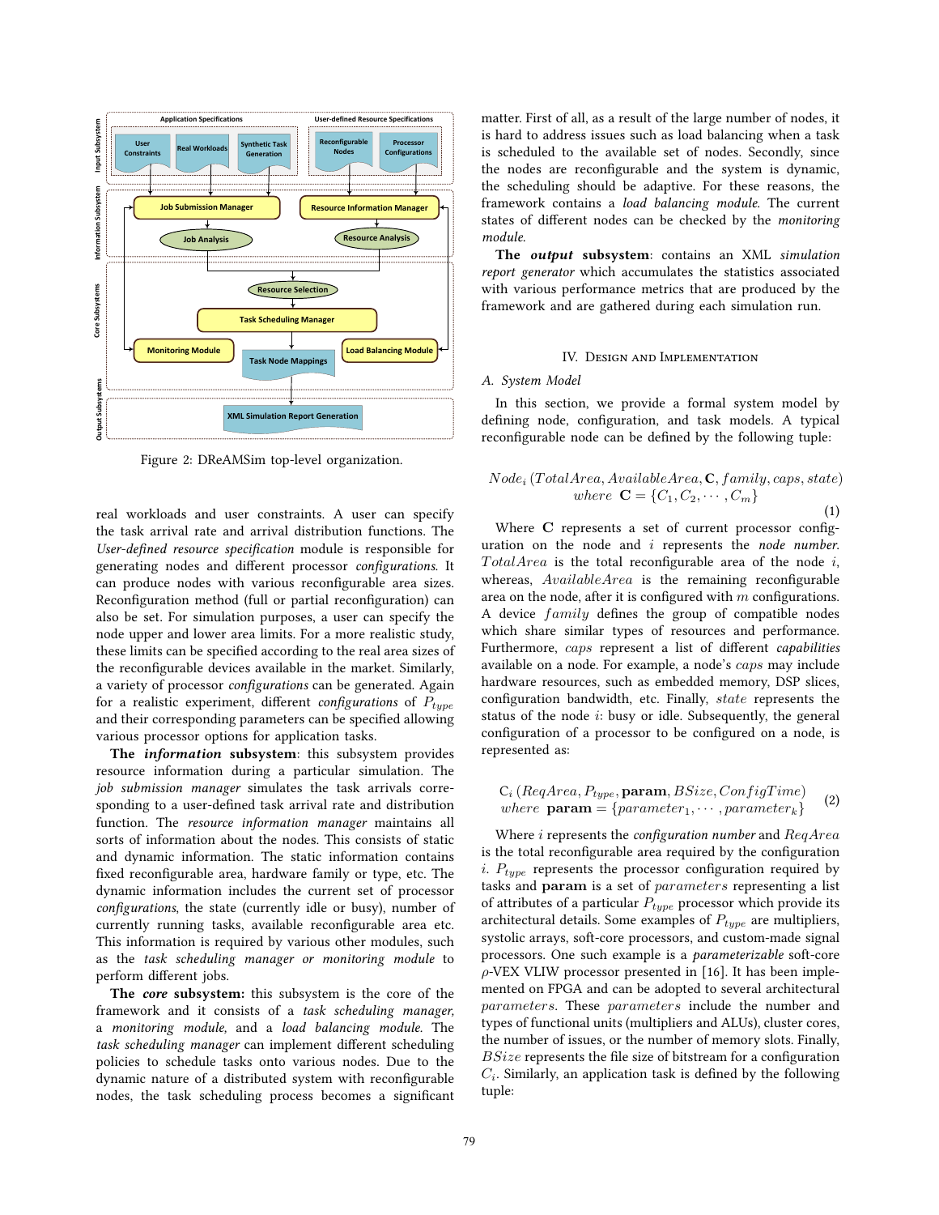Figure 2: DReAMSim top-level organization.

real workloads and user constraints. A user can specify the task arrival rate and arrival distribution functions. The *User-defined resource specification* module is responsible for generating nodes and different processor *configurations*. It can produce nodes with various reconfigurable area sizes. Reconfiguration method (full or partial reconfiguration) can also be set. For simulation purposes, a user can specify the node upper and lower area limits. For a more realistic study, these limits can be specified according to the real area sizes of the reconfigurable devices available in the market. Similarly, a variety of processor *configurations* can be generated. Again for a realistic experiment, different *configurations* of $P_{type}$ and their corresponding parameters can be specified allowing various processor options for application tasks.

**The *information* subsystem**: this subsystem provides resource information during a particular simulation. The *job submission manager* simulates the task arrivals corresponding to a user-defined task arrival rate and distribution function. The *resource information manager* maintains all sorts of information about the nodes. This consists of static and dynamic information. The static information contains fixed reconfigurable area, hardware family or type, etc. The dynamic information includes the current set of processor *configurations*, the state (currently idle or busy), number of currently running tasks, available reconfigurable area etc. This information is required by various other modules, such as the *task scheduling manager or monitoring module* to perform different jobs.

**The *core* subsystem:** this subsystem is the core of the framework and it consists of a *task scheduling manager*, a *monitoring module*, and a *load balancing module*. The *task scheduling manager* can implement different scheduling policies to schedule tasks onto various nodes. Due to the dynamic nature of a distributed system with reconfigurable nodes, the task scheduling process becomes a significant matter. First of all, as a result of the large number of nodes, it is hard to address issues such as load balancing when a task is scheduled to the available set of nodes. Secondly, since the nodes are reconfigurable and the system is dynamic, the scheduling should be adaptive. For these reasons, the framework contains a *load balancing module*. The current states of different nodes can be checked by the *monitoring module*.

**The *output* subsystem**: contains an XML *simulation report generator* which accumulates the statistics associated with various performance metrics that are produced by the framework and are gathered during each simulation run.

## IV. Design and Implementation

### A. System Model

In this section, we provide a formal system model by defining node, configuration, and task models. A typical reconfigurable node can be defined by the following tuple:

$$Node_i\,(TotalArea, AvailableArea, \mathbf{C}, family, caps, state) \quad where\ \ \mathbf{C} = \{C_1, C_2, \cdots, C_m\} \tag{1}$$

Where $\mathbf{C}$ represents a set of current processor configuration on the node and $i$ represents the *node number*. $TotalArea$ is the total reconfigurable area of the node $i$, whereas, $AvailableArea$ is the remaining reconfigurable area on the node, after it is configured with $m$ configurations. A device $family$ defines the group of compatible nodes which share similar types of resources and performance. Furthermore, $caps$ represent a list of different *capabilities* available on a node. For example, a node's $caps$ may include hardware resources, such as embedded memory, DSP slices, configuration bandwidth, etc. Finally, $state$ represents the status of the node $i$: busy or idle. Subsequently, the general configuration of a processor to be configured on a node, is represented as:

$$\mathrm{C}_i\,(ReqArea, P_{type}, \mathbf{param}, BSize, ConfigTime) \quad where\ \ \mathbf{param} = \{parameter_1, \cdots, parameter_k\} \tag{2}$$

Where $i$ represents the *configuration number* and $ReqArea$ is the total reconfigurable area required by the configuration $i$. $P_{type}$ represents the processor configuration required by tasks and **param** is a set of $parameters$ representing a list of attributes of a particular $P_{type}$ processor which provide its architectural details. Some examples of $P_{type}$ are multipliers, systolic arrays, soft-core processors, and custom-made signal processors. One such example is a *parameterizable* soft-core $\rho$-VEX VLIW processor presented in [16]. It has been implemented on FPGA and can be adopted to several architectural $parameters$. These $parameters$ include the number and types of functional units (multipliers and ALUs), cluster cores, the number of issues, or the number of memory slots. Finally, $BSize$ represents the file size of bitstream for a configuration $C_i$. Similarly, an application task is defined by the following tuple: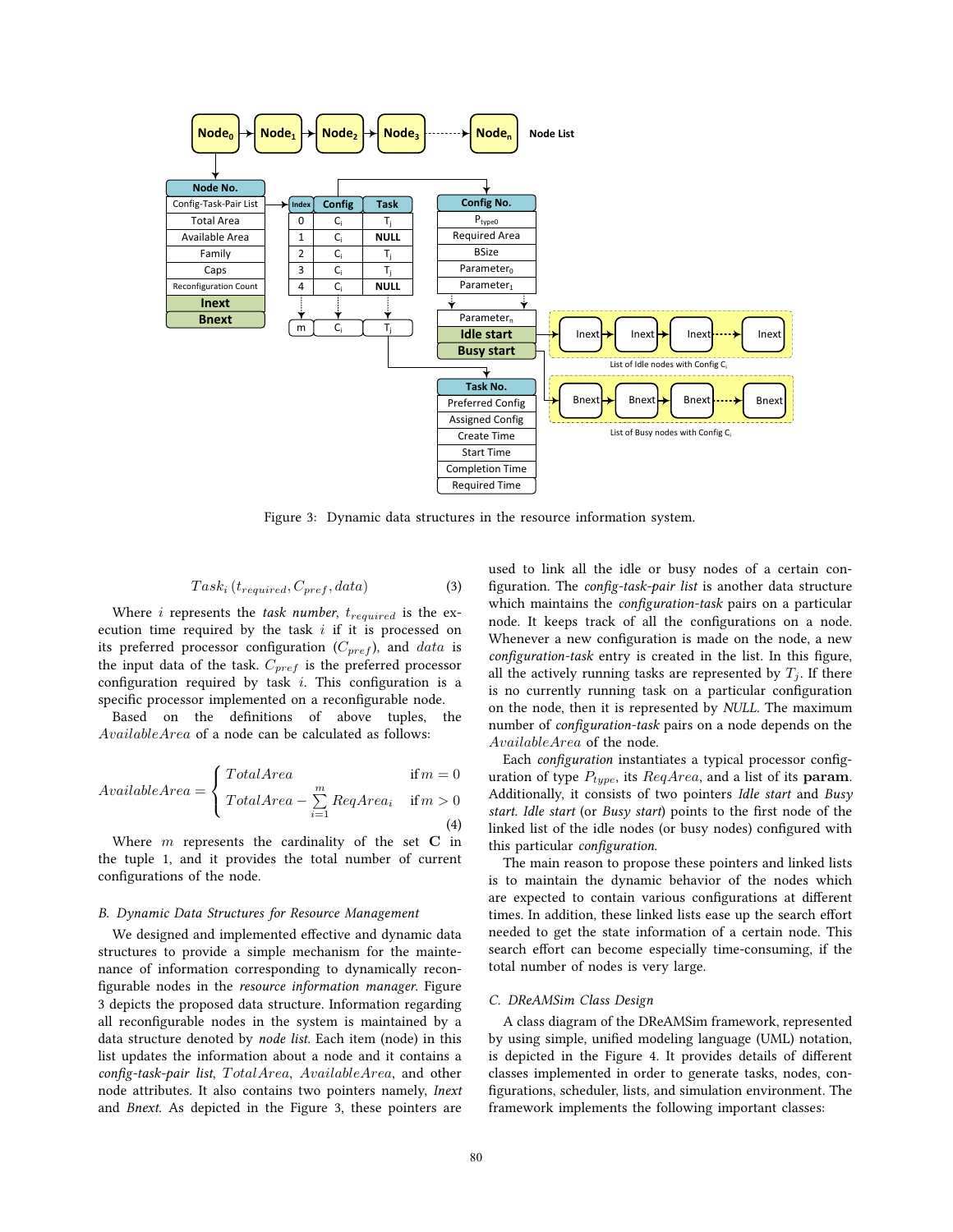Figure 3: Dynamic data structures in the resource information system.

$$Task_i\,(t_{required}, C_{pref}, data) \tag{3}$$

Where $i$ represents the *task number*, $t_{required}$ is the execution time required by the task $i$ if it is processed on its preferred processor configuration ($C_{pref}$), and $data$ is the input data of the task. $C_{pref}$ is the preferred processor configuration required by task $i$. This configuration is a specific processor implemented on a reconfigurable node.

Based on the definitions of above tuples, the $AvailableArea$ of a node can be calculated as follows:

$$AvailableArea = \begin{cases} TotalArea & \text{if } m = 0 \\ TotalArea - \sum_{i=1}^{m} ReqArea_i & \text{if } m > 0 \end{cases} \tag{4}$$

Where $m$ represents the cardinality of the set $\mathbf{C}$ in the tuple 1, and it provides the total number of current configurations of the node.

### B. Dynamic Data Structures for Resource Management

We designed and implemented effective and dynamic data structures to provide a simple mechanism for the maintenance of information corresponding to dynamically reconfigurable nodes in the *resource information manager*. Figure 3 depicts the proposed data structure. Information regarding all reconfigurable nodes in the system is maintained by a data structure denoted by *node list*. Each item (node) in this list updates the information about a node and it contains a *config-task-pair list*, $TotalArea$, $AvailableArea$, and other node attributes. It also contains two pointers namely, *Inext* and *Bnext*. As depicted in the Figure 3, these pointers are used to link all the idle or busy nodes of a certain configuration. The *config-task-pair list* is another data structure which maintains the *configuration-task* pairs on a particular node. It keeps track of all the configurations on a node. Whenever a new configuration is made on the node, a new *configuration-task* entry is created in the list. In this figure, all the actively running tasks are represented by $T_j$. If there is no currently running task on a particular configuration on the node, then it is represented by *NULL*. The maximum number of *configuration-task* pairs on a node depends on the $AvailableArea$ of the node.

Each *configuration* instantiates a typical processor configuration of type $P_{type}$, its $ReqArea$, and a list of its **param**. Additionally, it consists of two pointers *Idle start* and *Busy start*. *Idle start* (or *Busy start*) points to the first node of the linked list of the idle nodes (or busy nodes) configured with this particular *configuration*.

The main reason to propose these pointers and linked lists is to maintain the dynamic behavior of the nodes which are expected to contain various configurations at different times. In addition, these linked lists ease up the search effort needed to get the state information of a certain node. This search effort can become especially time-consuming, if the total number of nodes is very large.

### C. DReAMSim Class Design

A class diagram of the DReAMSim framework, represented by using simple, unified modeling language (UML) notation, is depicted in the Figure 4. It provides details of different classes implemented in order to generate tasks, nodes, configurations, scheduler, lists, and simulation environment. The framework implements the following important classes: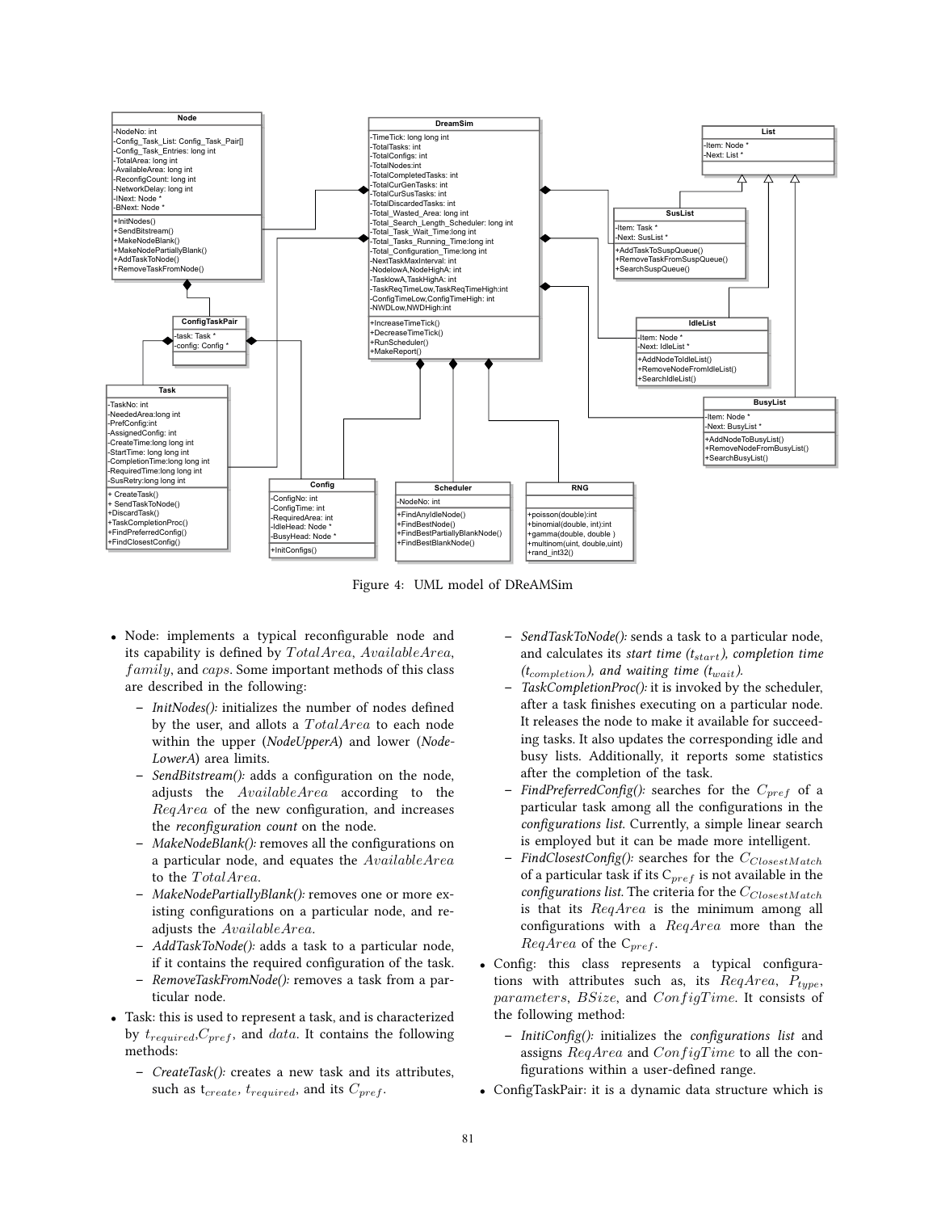Figure 4: UML model of DReAMSim

- Node: implements a typical reconfigurable node and its capability is defined by $TotalArea$, $AvailableArea$, $family$, and $caps$. Some important methods of this class are described in the following:
  - *InitNodes():* initializes the number of nodes defined by the user, and allots a $TotalArea$ to each node within the upper (*NodeUpperA*) and lower (*NodeLowerA*) area limits.
  - *SendBitstream():* adds a configuration on the node, adjusts the $AvailableArea$ according to the $ReqArea$ of the new configuration, and increases the *reconfiguration count* on the node.
  - *MakeNodeBlank():* removes all the configurations on a particular node, and equates the $AvailableArea$ to the $TotalArea$.
  - *MakeNodePartiallyBlank():* removes one or more existing configurations on a particular node, and readjusts the $AvailableArea$.
  - *AddTaskToNode():* adds a task to a particular node, if it contains the required configuration of the task.
  - *RemoveTaskFromNode():* removes a task from a particular node.
- Task: this is used to represent a task, and is characterized by $t_{required}$,$C_{pref}$, and $data$. It contains the following methods:
  - *CreateTask():* creates a new task and its attributes, such as $t_{create}$, $t_{required}$, and its $C_{pref}$.
  - *SendTaskToNode():* sends a task to a particular node, and calculates its *start time ($t_{start}$), completion time ($t_{completion}$), and waiting time ($t_{wait}$).*
  - *TaskCompletionProc():* it is invoked by the scheduler, after a task finishes executing on a particular node. It releases the node to make it available for succeeding tasks. It also updates the corresponding idle and busy lists. Additionally, it reports some statistics after the completion of the task.
  - *FindPreferredConfig():* searches for the $C_{pref}$ of a particular task among all the configurations in the *configurations list*. Currently, a simple linear search is employed but it can be made more intelligent.
  - *FindClosestConfig():* searches for the $C_{ClosestMatch}$ of a particular task if its $C_{pref}$ is not available in the *configurations list*. The criteria for the $C_{ClosestMatch}$ is that its $ReqArea$ is the minimum among all configurations with a $ReqArea$ more than the $ReqArea$ of the $C_{pref}$.
- Config: this class represents a typical configurations with attributes such as, its $ReqArea$, $P_{type}$, $parameters$, $BSize$, and $ConfigTime$. It consists of the following method:
  - *InitiConfig():* initializes the *configurations list* and assigns $ReqArea$ and $ConfigTime$ to all the configurations within a user-defined range.
- ConfigTaskPair: it is a dynamic data structure which is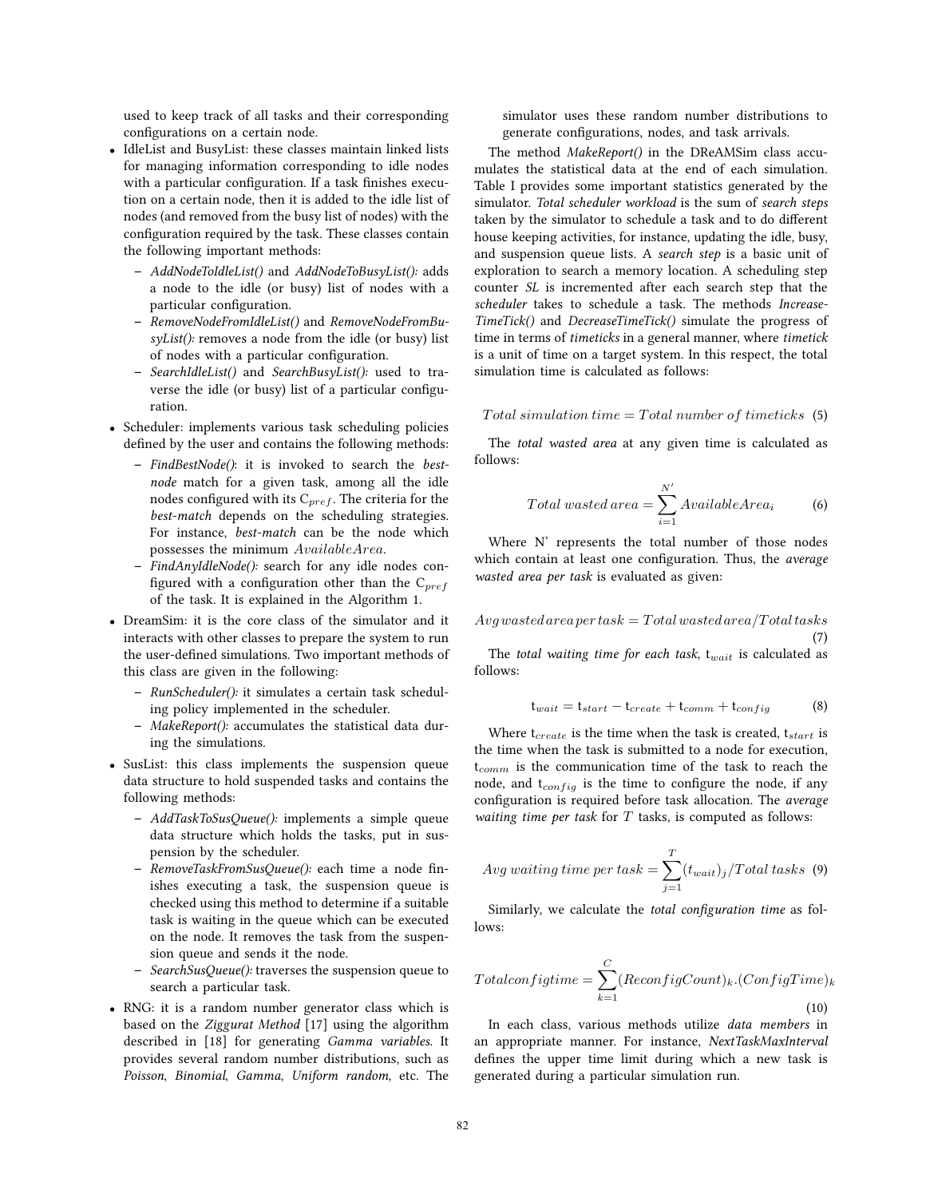used to keep track of all tasks and their corresponding configurations on a certain node.

- IdleList and BusyList: these classes maintain linked lists for managing information corresponding to idle nodes with a particular configuration. If a task finishes execution on a certain node, then it is added to the idle list of nodes (and removed from the busy list of nodes) with the configuration required by the task. These classes contain the following important methods:
  - *AddNodeToIdleList()* and *AddNodeToBusyList():* adds a node to the idle (or busy) list of nodes with a particular configuration.
  - *RemoveNodeFromIdleList()* and *RemoveNodeFromBusyList():* removes a node from the idle (or busy) list of nodes with a particular configuration.
  - *SearchIdleList()* and *SearchBusyList():* used to traverse the idle (or busy) list of a particular configuration.
- Scheduler: implements various task scheduling policies defined by the user and contains the following methods:
  - *FindBestNode()*: it is invoked to search the *best-node* match for a given task, among all the idle nodes configured with its $C_{pref}$. The criteria for the *best-match* depends on the scheduling strategies. For instance, *best-match* can be the node which possesses the minimum $AvailableArea$.
  - *FindAnyIdleNode():* search for any idle nodes configured with a configuration other than the $C_{pref}$ of the task. It is explained in the Algorithm 1.
- DreamSim: it is the core class of the simulator and it interacts with other classes to prepare the system to run the user-defined simulations. Two important methods of this class are given in the following:
  - *RunScheduler():* it simulates a certain task scheduling policy implemented in the scheduler.
  - *MakeReport():* accumulates the statistical data during the simulations.
- SusList: this class implements the suspension queue data structure to hold suspended tasks and contains the following methods:
  - *AddTaskToSusQueue():* implements a simple queue data structure which holds the tasks, put in suspension by the scheduler.
  - *RemoveTaskFromSusQueue():* each time a node finishes executing a task, the suspension queue is checked using this method to determine if a suitable task is waiting in the queue which can be executed on the node. It removes the task from the suspension queue and sends it the node.
  - *SearchSusQueue():* traverses the suspension queue to search a particular task.
- RNG: it is a random number generator class which is based on the *Ziggurat Method* [17] using the algorithm described in [18] for generating *Gamma variables.* It provides several random number distributions, such as *Poisson*, *Binomial*, *Gamma*, *Uniform random*, etc. The simulator uses these random number distributions to generate configurations, nodes, and task arrivals.

The method *MakeReport()* in the DReAMSim class accumulates the statistical data at the end of each simulation. Table I provides some important statistics generated by the simulator. *Total scheduler workload* is the sum of *search steps* taken by the simulator to schedule a task and to do different house keeping activities, for instance, updating the idle, busy, and suspension queue lists. A *search step* is a basic unit of exploration to search a memory location. A scheduling step counter *SL* is incremented after each search step that the *scheduler* takes to schedule a task. The methods *IncreaseTimeTick()* and *DecreaseTimeTick()* simulate the progress of time in terms of *timeticks* in a general manner, where *timetick* is a unit of time on a target system. In this respect, the total simulation time is calculated as follows:

$$Total\ simulation\ time = Total\ number\ of\ timeticks \quad (5)$$

The *total wasted area* at any given time is calculated as follows:

$$Total\ wasted\ area = \sum_{i=1}^{N'} AvailableArea_i \quad (6)$$

Where N' represents the total number of those nodes which contain at least one configuration. Thus, the *average wasted area per task* is evaluated as given:

$$Avg\,wasted\,area\,per\,task = Total\,wasted\,area / Total\,tasks \quad (7)$$

The *total waiting time for each task*, $t_{wait}$ is calculated as follows:

$$t_{wait} = t_{start} - t_{create} + t_{comm} + t_{config} \quad (8)$$

Where $t_{create}$ is the time when the task is created, $t_{start}$ is the time when the task is submitted to a node for execution, $t_{comm}$ is the communication time of the task to reach the node, and $t_{config}$ is the time to configure the node, if any configuration is required before task allocation. The *average waiting time per task* for $T$ tasks, is computed as follows:

$$Avg\ waiting\ time\ per\ task = \sum_{j=1}^{T}(t_{wait})_j / Total\ tasks \quad (9)$$

Similarly, we calculate the *total configuration time* as follows:

$$Total config time = \sum_{k=1}^{C}(ReconfigCount)_k.(ConfigTime)_k \quad (10)$$

In each class, various methods utilize *data members* in an appropriate manner. For instance, *NextTaskMaxInterval* defines the upper time limit during which a new task is generated during a particular simulation run.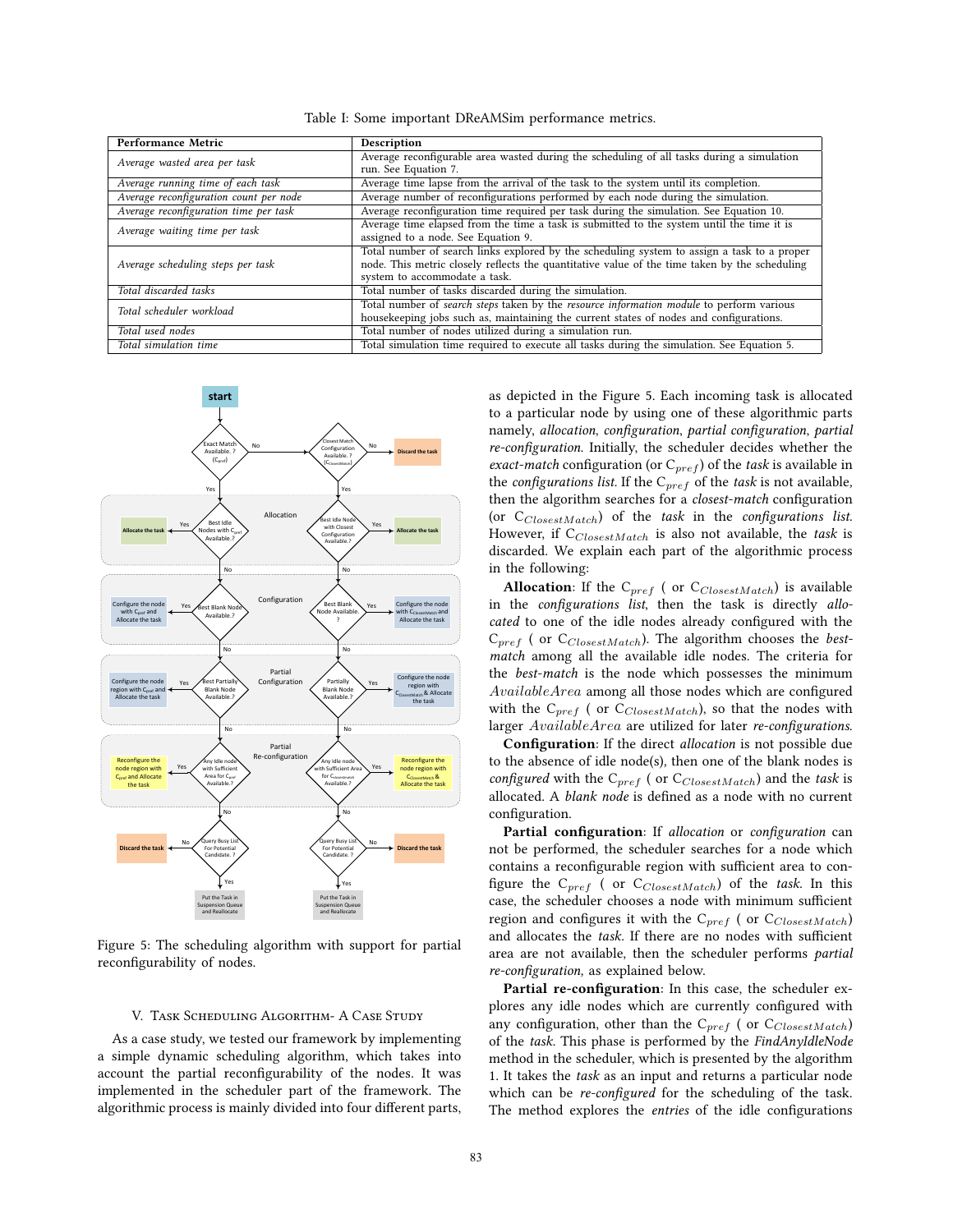Table I: Some important DReAMSim performance metrics.

| Performance Metric | Description |
|---|---|
| *Average wasted area per task* | Average reconfigurable area wasted during the scheduling of all tasks during a simulation run. See Equation 7. |
| *Average running time of each task* | Average time lapse from the arrival of the task to the system until its completion. |
| *Average reconfiguration count per node* | Average number of reconfigurations performed by each node during the simulation. |
| *Average reconfiguration time per task* | Average reconfiguration time required per task during the simulation. See Equation 10. |
| *Average waiting time per task* | Average time elapsed from the time a task is submitted to the system until the time it is assigned to a node. See Equation 9. |
| *Average scheduling steps per task* | Total number of search links explored by the scheduling system to assign a task to a proper node. This metric closely reflects the quantitative value of the time taken by the scheduling system to accommodate a task. |
| *Total discarded tasks* | Total number of tasks discarded during the simulation. |
| *Total scheduler workload* | Total number of *search steps* taken by the *resource information module* to perform various housekeeping jobs such as, maintaining the current states of nodes and configurations. |
| *Total used nodes* | Total number of nodes utilized during a simulation run. |
| *Total simulation time* | Total simulation time required to execute all tasks during the simulation. See Equation 5. |

Figure 5: The scheduling algorithm with support for partial reconfigurability of nodes.

## V. Task Scheduling Algorithm- A Case Study

As a case study, we tested our framework by implementing a simple dynamic scheduling algorithm, which takes into account the partial reconfigurability of the nodes. It was implemented in the scheduler part of the framework. The algorithmic process is mainly divided into four different parts, as depicted in the Figure 5. Each incoming task is allocated to a particular node by using one of these algorithmic parts namely, *allocation*, *configuration*, *partial configuration*, *partial re-configuration*. Initially, the scheduler decides whether the *exact-match* configuration (or $C_{pref}$) of the *task* is available in the *configurations list*. If the $C_{pref}$ of the *task* is not available, then the algorithm searches for a *closest-match* configuration (or $C_{ClosestMatch}$) of the *task* in the *configurations list*. However, if $C_{ClosestMatch}$ is also not available, the *task* is discarded. We explain each part of the algorithmic process in the following:

**Allocation**: If the $C_{pref}$ ( or $C_{ClosestMatch}$) is available in the *configurations list*, then the task is directly *allocated* to one of the idle nodes already configured with the $C_{pref}$ ( or $C_{ClosestMatch}$). The algorithm chooses the *best-match* among all the available idle nodes. The criteria for the *best-match* is the node which possesses the minimum $AvailableArea$ among all those nodes which are configured with the $C_{pref}$ ( or $C_{ClosestMatch}$), so that the nodes with larger $AvailableArea$ are utilized for later *re-configurations*.

**Configuration**: If the direct *allocation* is not possible due to the absence of idle node(s), then one of the blank nodes is *configured* with the $C_{pref}$ ( or $C_{ClosestMatch}$) and the *task* is allocated. A *blank node* is defined as a node with no current configuration.

**Partial configuration**: If *allocation* or *configuration* can not be performed, the scheduler searches for a node which contains a reconfigurable region with sufficient area to configure the $C_{pref}$ ( or $C_{ClosestMatch}$) of the *task*. In this case, the scheduler chooses a node with minimum sufficient region and configures it with the $C_{pref}$ ( or $C_{ClosestMatch}$) and allocates the *task*. If there are no nodes with sufficient area are not available, then the scheduler performs *partial re-configuration*, as explained below.

**Partial re-configuration**: In this case, the scheduler explores any idle nodes which are currently configured with any configuration, other than the $C_{pref}$ ( or $C_{ClosestMatch}$) of the *task*. This phase is performed by the *FindAnyIdleNode* method in the scheduler, which is presented by the algorithm 1. It takes the *task* as an input and returns a particular node which can be *re-configured* for the scheduling of the task. The method explores the *entries* of the idle configurations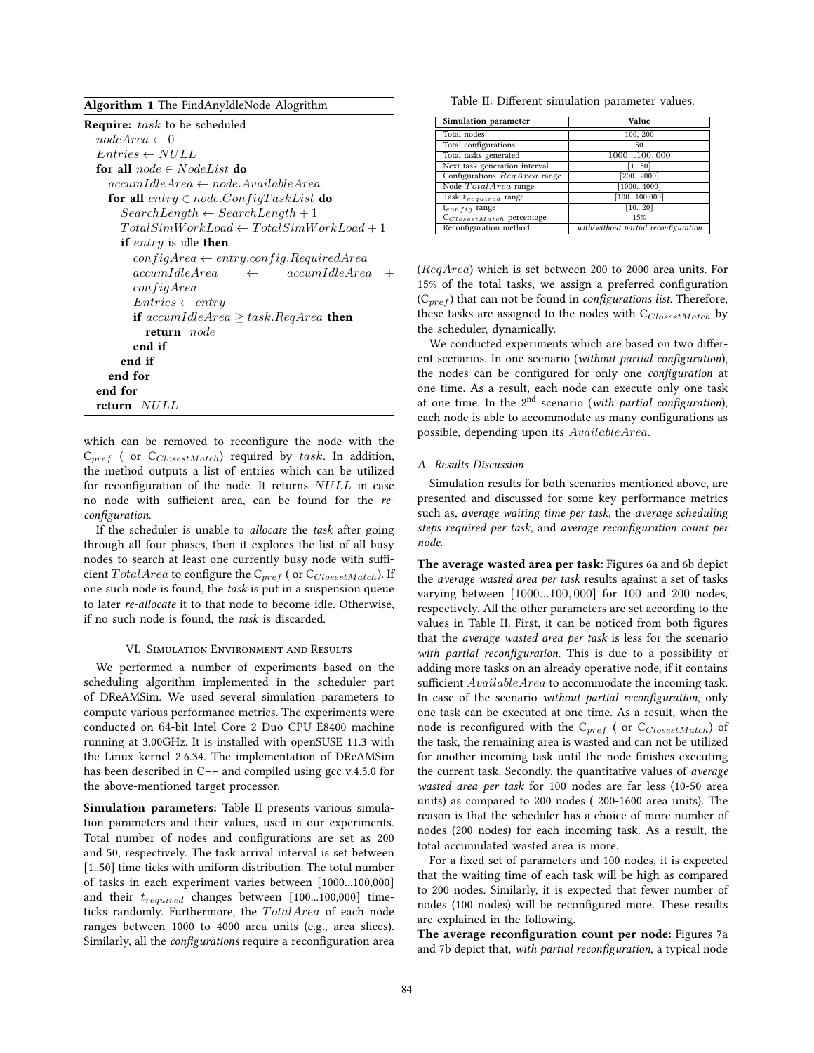**Algorithm 1** The FindAnyIdleNode Alogrithm

**Require:** $task$ to be scheduled
  $nodeArea \leftarrow 0$
  $Entries \leftarrow NULL$
  **for all** $node \in NodeList$ **do**
    $accumIdleArea \leftarrow node.AvailableArea$
    **for all** $entry \in node.ConfigTaskList$ **do**
      $SearchLength \leftarrow SearchLength + 1$
      $TotalSimWorkLoad \leftarrow TotalSimWorkLoad + 1$
      **if** $entry$ is idle **then**
        $configArea \leftarrow entry.config.RequiredArea$
        $accumIdleArea \leftarrow accumIdleArea + configArea$
        $Entries \leftarrow entry$
        **if** $accumIdleArea \geq task.ReqArea$ **then**
          **return** $node$
        **end if**
      **end if**
    **end for**
  **end for**
  **return** $NULL$

which can be removed to reconfigure the node with the $C_{pref}$ ( or $C_{ClosestMatch}$) required by $task$. In addition, the method outputs a list of entries which can be utilized for reconfiguration of the node. It returns $NULL$ in case no node with sufficient area, can be found for the *re-configuration*.

If the scheduler is unable to *allocate* the *task* after going through all four phases, then it explores the list of all busy nodes to search at least one currently busy node with sufficient $TotalArea$ to configure the $C_{pref}$ ( or $C_{ClosestMatch}$). If one such node is found, the *task* is put in a suspension queue to later *re-allocate* it to that node to become idle. Otherwise, if no such node is found, the *task* is discarded.

## VI. Simulation Environment and Results

We performed a number of experiments based on the scheduling algorithm implemented in the scheduler part of DReAMSim. We used several simulation parameters to compute various performance metrics. The experiments were conducted on 64-bit Intel Core 2 Duo CPU E8400 machine running at 3.00GHz. It is installed with openSUSE 11.3 with the Linux kernel 2.6.34. The implementation of DReAMSim has been described in C++ and compiled using gcc v.4.5.0 for the above-mentioned target processor.

**Simulation parameters:** Table II presents various simulation parameters and their values, used in our experiments. Total number of nodes and configurations are set as 200 and 50, respectively. The task arrival interval is set between [1..50] time-ticks with uniform distribution. The total number of tasks in each experiment varies between [1000...100,000] and their $t_{required}$ changes between [100...100,000] time-ticks randomly. Furthermore, the $TotalArea$ of each node ranges between 1000 to 4000 area units (e.g., area slices). Similarly, all the *configurations* require a reconfiguration area

Table II: Different simulation parameter values.

| Simulation parameter | Value |
|---|---|
| Total nodes | 100, 200 |
| Total configurations | 50 |
| Total tasks generated | 1000...100,000 |
| Next task generation interval | [1...50] |
| Configurations $ReqArea$ range | [200...2000] |
| Node $TotalArea$ range | [1000...4000] |
| Task $t_{required}$ range | [100...100,000] |
| $t_{config}$ range | [10...20] |
| $C_{ClosestMatch}$ percentage | 15% |
| Reconfiguration method | *with/without partial reconfiguration* |

($ReqArea$) which is set between 200 to 2000 area units. For 15% of the total tasks, we assign a preferred configuration ($C_{pref}$) that can not be found in *configurations list*. Therefore, these tasks are assigned to the nodes with $C_{ClosestMatch}$ by the scheduler, dynamically.

We conducted experiments which are based on two different scenarios. In one scenario (*without partial configuration*), the nodes can be configured for only one *configuration* at one time. As a result, each node can execute only one task at one time. In the 2$^{nd}$ scenario (*with partial configuration*), each node is able to accommodate as many configurations as possible, depending upon its $AvailableArea$.

### A. Results Discussion

Simulation results for both scenarios mentioned above, are presented and discussed for some key performance metrics such as, *average waiting time per task*, the *average scheduling steps required per task*, and *average reconfiguration count per node*.

**The average wasted area per task:** Figures 6a and 6b depict the *average wasted area per task* results against a set of tasks varying between [1000...100,000] for 100 and 200 nodes, respectively. All the other parameters are set according to the values in Table II. First, it can be noticed from both figures that the *average wasted area per task* is less for the scenario *with partial reconfiguration*. This is due to a possibility of adding more tasks on an already operative node, if it contains sufficient $AvailableArea$ to accommodate the incoming task. In case of the scenario *without partial reconfiguration*, only one task can be executed at one time. As a result, when the node is reconfigured with the $C_{pref}$ ( or $C_{ClosestMatch}$) of the task, the remaining area is wasted and can not be utilized for another incoming task until the node finishes executing the current task. Secondly, the quantitative values of *average wasted area per task* for 100 nodes are far less (10-50 area units) as compared to 200 nodes ( 200-1600 area units). The reason is that the scheduler has a choice of more number of nodes (200 nodes) for each incoming task. As a result, the total accumulated wasted area is more.

For a fixed set of parameters and 100 nodes, it is expected that the waiting time of each task will be high as compared to 200 nodes. Similarly, it is expected that fewer number of nodes (100 nodes) will be reconfigured more. These results are explained in the following.

**The average reconfiguration count per node:** Figures 7a and 7b depict that, *with partial reconfiguration*, a typical node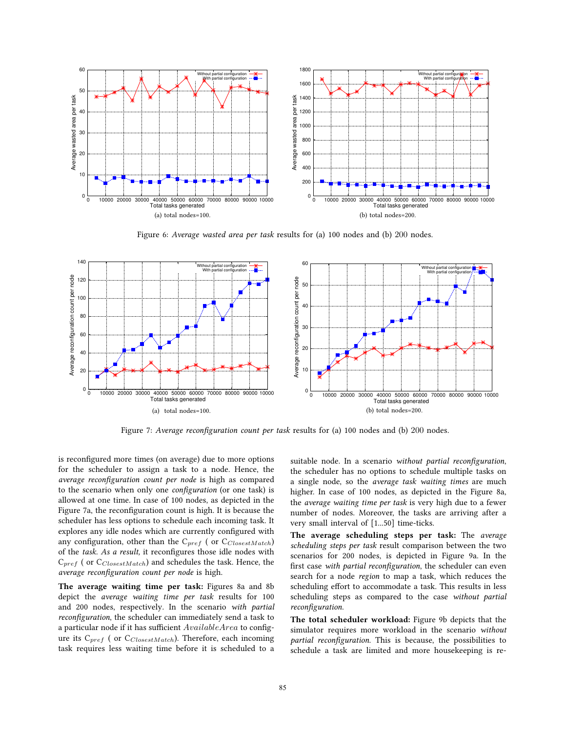Figure 6: *Average wasted area per task* results for (a) 100 nodes and (b) 200 nodes.

(a) total nodes=100.

(b) total nodes=200.

Figure 7: *Average reconfiguration count per task* results for (a) 100 nodes and (b) 200 nodes.

(a) total nodes=100.

(b) total nodes=200.

is reconfigured more times (on average) due to more options for the scheduler to assign a task to a node. Hence, the *average reconfiguration count per node* is high as compared to the scenario when only one *configuration* (or one task) is allowed at one time. In case of 100 nodes, as depicted in the Figure 7a, the reconfiguration count is high. It is because the scheduler has less options to schedule each incoming task. It explores any idle nodes which are currently configured with any configuration, other than the $C_{pref}$ ( or $C_{ClosestMatch}$) of the *task*. *As a result,* it reconfigures those idle nodes with $C_{pref}$ ( or $C_{ClosestMatch}$) and schedules the task. Hence, the *average reconfiguration count per node* is high.

**The average waiting time per task:** Figures 8a and 8b depict the *average waiting time per task* results for 100 and 200 nodes, respectively. In the scenario *with partial reconfiguration*, the scheduler can immediately send a task to a particular node if it has sufficient $AvailableArea$ to configure its $C_{pref}$ ( or $C_{ClosestMatch}$). Therefore, each incoming task requires less waiting time before it is scheduled to a suitable node. In a scenario *without partial reconfiguration*, the scheduler has no options to schedule multiple tasks on a single node, so the *average task waiting times* are much higher. In case of 100 nodes, as depicted in the Figure 8a, the *average waiting time per task* is very high due to a fewer number of nodes. Moreover, the tasks are arriving after a very small interval of [1...50] time-ticks.

**The average scheduling steps per task:** The *average scheduling steps per task* result comparison between the two scenarios for 200 nodes, is depicted in Figure 9a. In the first case *with partial reconfiguration*, the scheduler can even search for a node *region* to map a task, which reduces the scheduling effort to accommodate a task. This results in less scheduling steps as compared to the case *without partial reconfiguration*.

**The total scheduler workload:** Figure 9b depicts that the simulator requires more workload in the scenario *without partial reconfiguration*. This is because, the possibilities to schedule a task are limited and more housekeeping is re-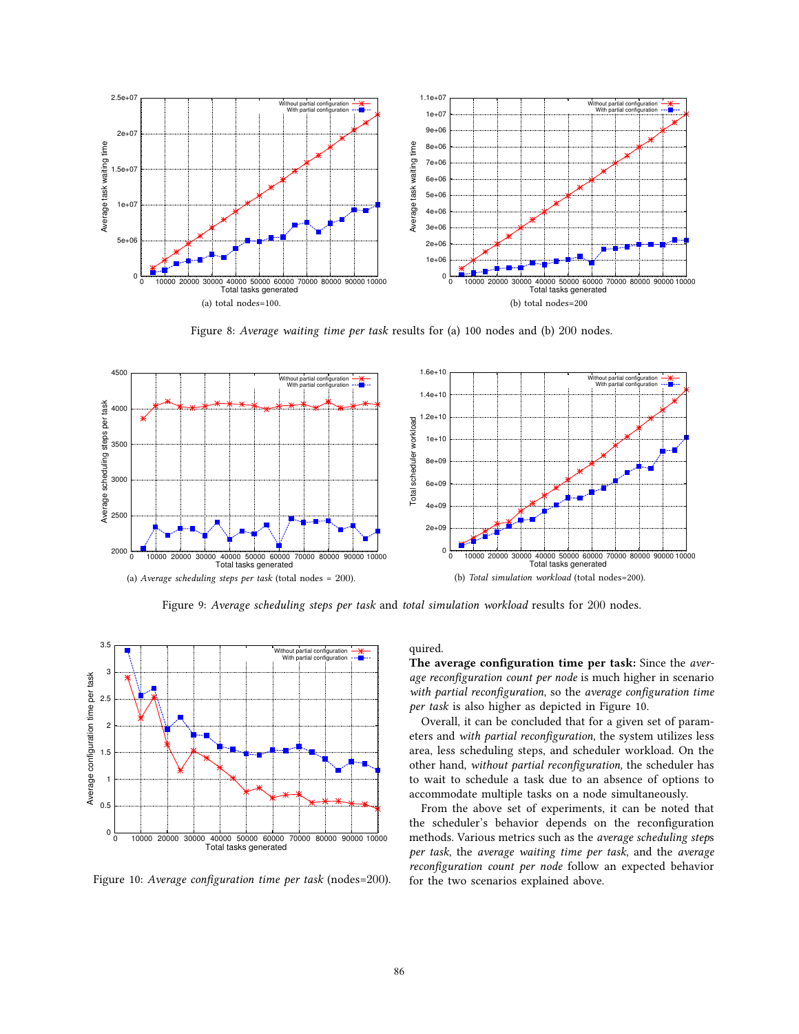Figure 8: *Average waiting time per task* results for (a) 100 nodes and (b) 200 nodes.

(a) total nodes=100.

(b) total nodes=200

Figure 9: *Average scheduling steps per task* and *total simulation workload* results for 200 nodes.

(a) *Average scheduling steps per task* (total nodes = 200).

(b) *Total simulation workload* (total nodes=200).

Figure 10: *Average configuration time per task* (nodes=200).

quired.

**The average configuration time per task:** Since the *average reconfiguration count per node* is much higher in scenario *with partial reconfiguration*, so the *average configuration time per task* is also higher as depicted in Figure 10.

Overall, it can be concluded that for a given set of parameters and *with partial reconfiguration*, the system utilizes less area, less scheduling steps, and scheduler workload. On the other hand, *without partial reconfiguration*, the scheduler has to wait to schedule a task due to an absence of options to accommodate multiple tasks on a node simultaneously.

From the above set of experiments, it can be noted that the scheduler's behavior depends on the reconfiguration methods. Various metrics such as the *average scheduling steps per task*, the *average waiting time per task*, and the *average reconfiguration count per node* follow an expected behavior for the two scenarios explained above.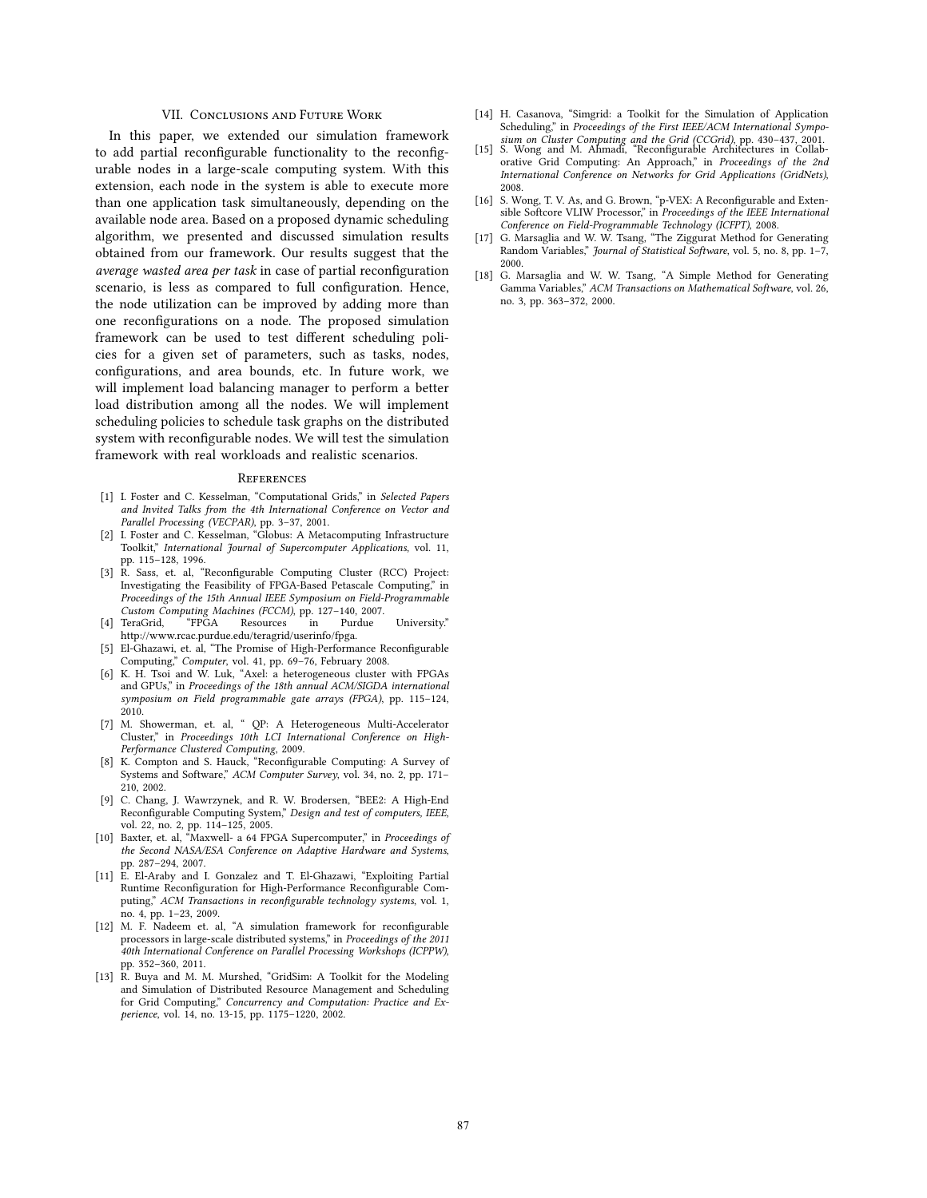## VII. Conclusions and Future Work

In this paper, we extended our simulation framework to add partial reconfigurable functionality to the reconfigurable nodes in a large-scale computing system. With this extension, each node in the system is able to execute more than one application task simultaneously, depending on the available node area. Based on a proposed dynamic scheduling algorithm, we presented and discussed simulation results obtained from our framework. Our results suggest that the *average wasted area per task* in case of partial reconfiguration scenario, is less as compared to full configuration. Hence, the node utilization can be improved by adding more than one reconfigurations on a node. The proposed simulation framework can be used to test different scheduling policies for a given set of parameters, such as tasks, nodes, configurations, and area bounds, etc. In future work, we will implement load balancing manager to perform a better load distribution among all the nodes. We will implement scheduling policies to schedule task graphs on the distributed system with reconfigurable nodes. We will test the simulation framework with real workloads and realistic scenarios.

## References

[1] I. Foster and C. Kesselman, "Computational Grids," in *Selected Papers and Invited Talks from the 4th International Conference on Vector and Parallel Processing (VECPAR)*, pp. 3–37, 2001.

[2] I. Foster and C. Kesselman, "Globus: A Metacomputing Infrastructure Toolkit," *International Journal of Supercomputer Applications*, vol. 11, pp. 115–128, 1996.

[3] R. Sass, et. al, "Reconfigurable Computing Cluster (RCC) Project: Investigating the Feasibility of FPGA-Based Petascale Computing," in *Proceedings of the 15th Annual IEEE Symposium on Field-Programmable Custom Computing Machines (FCCM)*, pp. 127–140, 2007.

[4] TeraGrid, "FPGA Resources in Purdue University." http://www.rcac.purdue.edu/teragrid/userinfo/fpga.

[5] El-Ghazawi, et. al, "The Promise of High-Performance Reconfigurable Computing," *Computer*, vol. 41, pp. 69–76, February 2008.

[6] K. H. Tsoi and W. Luk, "Axel: a heterogeneous cluster with FPGAs and GPUs," in *Proceedings of the 18th annual ACM/SIGDA international symposium on Field programmable gate arrays (FPGA)*, pp. 115–124, 2010.

[7] M. Showerman, et. al, " QP: A Heterogeneous Multi-Accelerator Cluster," in *Proceedings 10th LCI International Conference on High-Performance Clustered Computing*, 2009.

[8] K. Compton and S. Hauck, "Reconfigurable Computing: A Survey of Systems and Software," *ACM Computer Survey*, vol. 34, no. 2, pp. 171–210, 2002.

[9] C. Chang, J. Wawrzynek, and R. W. Brodersen, "BEE2: A High-End Reconfigurable Computing System," *Design and test of computers, IEEE*, vol. 22, no. 2, pp. 114–125, 2005.

[10] Baxter, et. al, "Maxwell- a 64 FPGA Supercomputer," in *Proceedings of the Second NASA/ESA Conference on Adaptive Hardware and Systems*, pp. 287–294, 2007.

[11] E. El-Araby and I. Gonzalez and T. El-Ghazawi, "Exploiting Partial Runtime Reconfiguration for High-Performance Reconfigurable Computing," *ACM Transactions in reconfigurable technology systems*, vol. 1, no. 4, pp. 1–23, 2009.

[12] M. F. Nadeem et. al, "A simulation framework for reconfigurable processors in large-scale distributed systems," in *Proceedings of the 2011 40th International Conference on Parallel Processing Workshops (ICPPW)*, pp. 352–360, 2011.

[13] R. Buya and M. M. Murshed, "GridSim: A Toolkit for the Modeling and Simulation of Distributed Resource Management and Scheduling for Grid Computing," *Concurrency and Computation: Practice and Experience*, vol. 14, no. 13-15, pp. 1175–1220, 2002.

[14] H. Casanova, "Simgrid: a Toolkit for the Simulation of Application Scheduling," in *Proceedings of the First IEEE/ACM International Symposium on Cluster Computing and the Grid (CCGrid)*, pp. 430–437, 2001.

[15] S. Wong and M. Ahmadi, "Reconfigurable Architectures in Collaborative Grid Computing: An Approach," in *Proceedings of the 2nd International Conference on Networks for Grid Applications (GridNets)*, 2008.

[16] S. Wong, T. V. As, and G. Brown, "ρ-VEX: A Reconfigurable and Extensible Softcore VLIW Processor," in *Proceedings of the IEEE International Conference on Field-Programmable Technology (ICFPT)*, 2008.

[17] G. Marsaglia and W. W. Tsang, "The Ziggurat Method for Generating Random Variables," *Journal of Statistical Software*, vol. 5, no. 8, pp. 1–7, 2000.

[18] G. Marsaglia and W. W. Tsang, "A Simple Method for Generating Gamma Variables," *ACM Transactions on Mathematical Software*, vol. 26, no. 3, pp. 363–372, 2000.